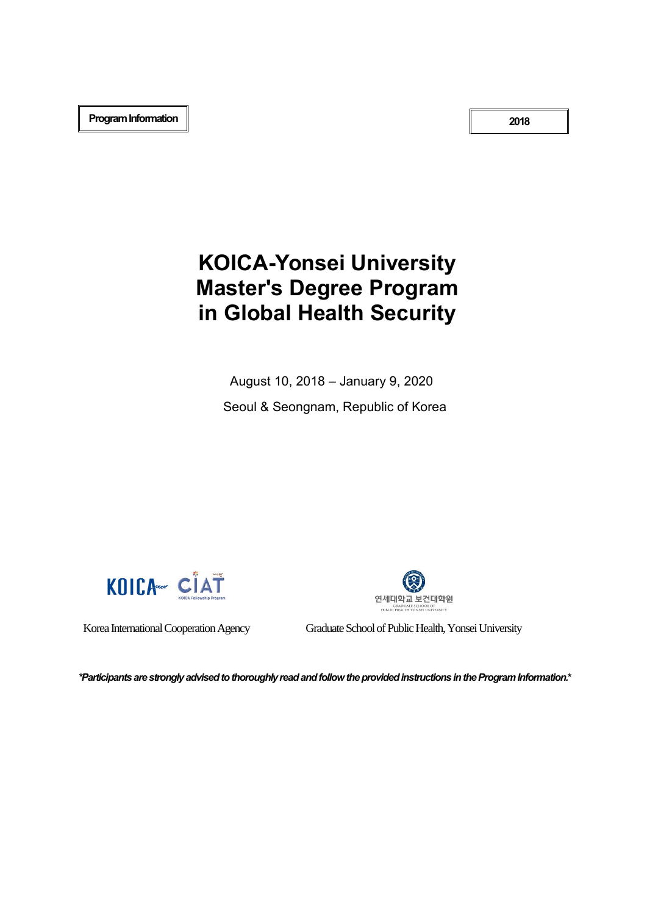**Program Information**

**2018**

# KOICA-Yonsei University Master's Degree Program in Global Health Security

August 10, 2018 – January 9, 2020

Seoul & Seongnam, Republic of Korea

Korea International Cooperation Agency

Graduate School of Public Health, Yonsei University

***Participants are strongly advised to thoroughly read and follow the provided instructions in the Program Information.***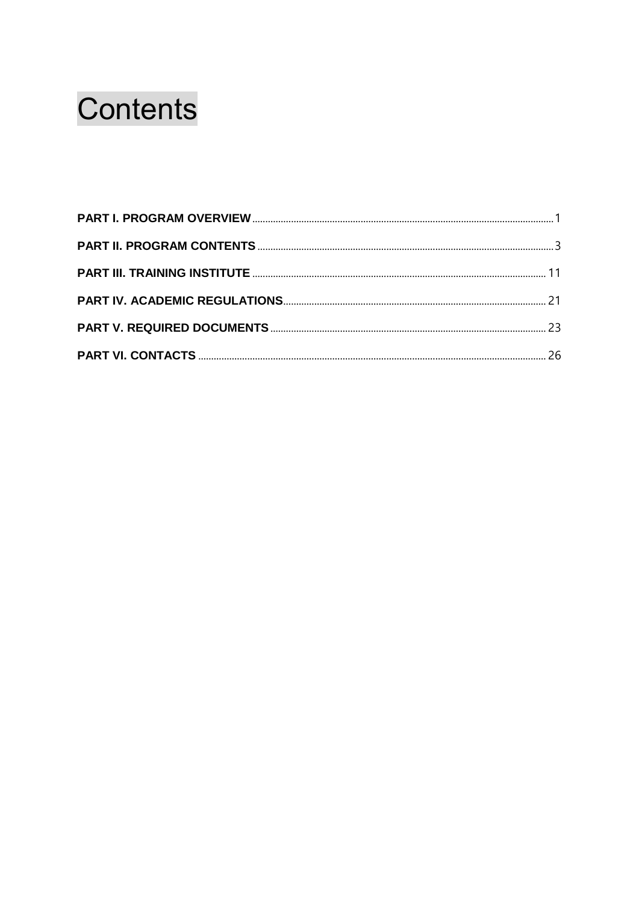# Contents

**PART I. PROGRAM OVERVIEW** ..... 1

**PART II. PROGRAM CONTENTS** ..... 3

**PART III. TRAINING INSTITUTE** ..... 11

**PART IV. ACADEMIC REGULATIONS** ..... 21

**PART V. REQUIRED DOCUMENTS** ..... 23

**PART VI. CONTACTS** ..... 26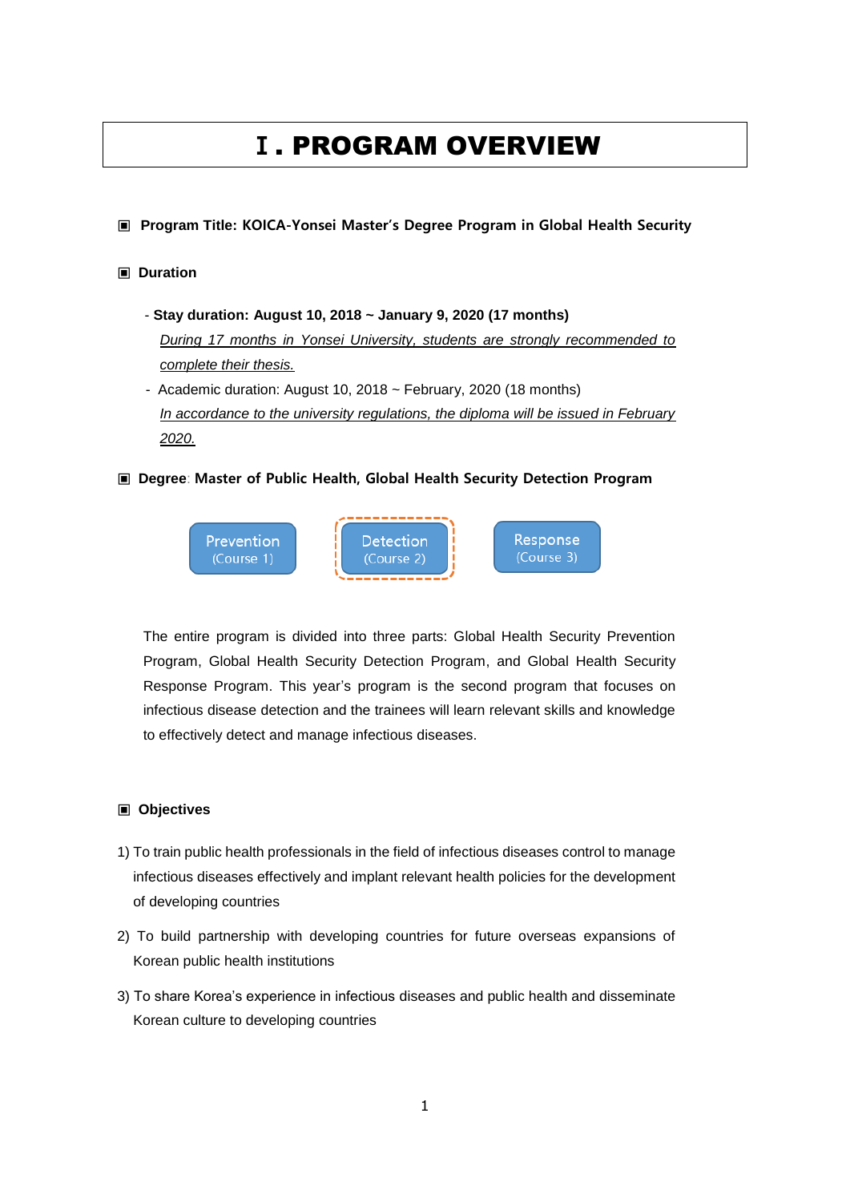# Ⅰ. PROGRAM OVERVIEW

▣ **Program Title: KOICA-Yonsei Master's Degree Program in Global Health Security**

▣ **Duration**

- **Stay duration: August 10, 2018 ~ January 9, 2020 (17 months)**
  *During 17 months in Yonsei University, students are strongly recommended to complete their thesis.*
- Academic duration: August 10, 2018 ~ February, 2020 (18 months)
  *In accordance to the university regulations, the diploma will be issued in February 2020.*

▣ **Degree**: **Master of Public Health, Global Health Security Detection Program**

Prevention (Course 1) | Detection (Course 2) | Response (Course 3)

The entire program is divided into three parts: Global Health Security Prevention Program, Global Health Security Detection Program, and Global Health Security Response Program. This year's program is the second program that focuses on infectious disease detection and the trainees will learn relevant skills and knowledge to effectively detect and manage infectious diseases.

▣ **Objectives**

1) To train public health professionals in the field of infectious diseases control to manage infectious diseases effectively and implant relevant health policies for the development of developing countries

2) To build partnership with developing countries for future overseas expansions of Korean public health institutions

3) To share Korea's experience in infectious diseases and public health and disseminate Korean culture to developing countries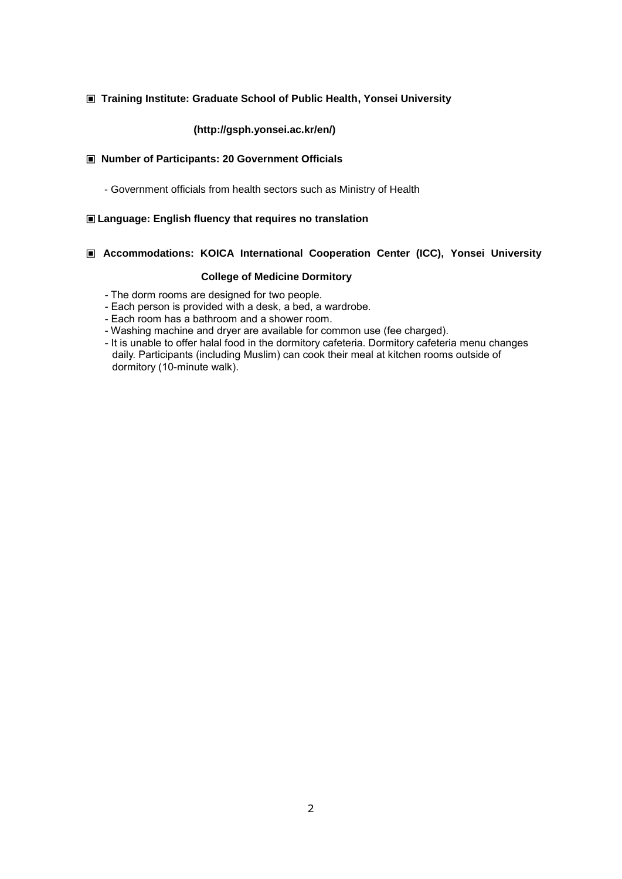▣ **Training Institute: Graduate School of Public Health, Yonsei University**

**(http://gsph.yonsei.ac.kr/en/)**

▣ **Number of Participants: 20 Government Officials**

- Government officials from health sectors such as Ministry of Health

▣ **Language: English fluency that requires no translation**

▣ **Accommodations: KOICA International Cooperation Center (ICC), Yonsei University College of Medicine Dormitory**

- The dorm rooms are designed for two people.
- Each person is provided with a desk, a bed, a wardrobe.
- Each room has a bathroom and a shower room.
- Washing machine and dryer are available for common use (fee charged).
- It is unable to offer halal food in the dormitory cafeteria. Dormitory cafeteria menu changes daily. Participants (including Muslim) can cook their meal at kitchen rooms outside of dormitory (10-minute walk).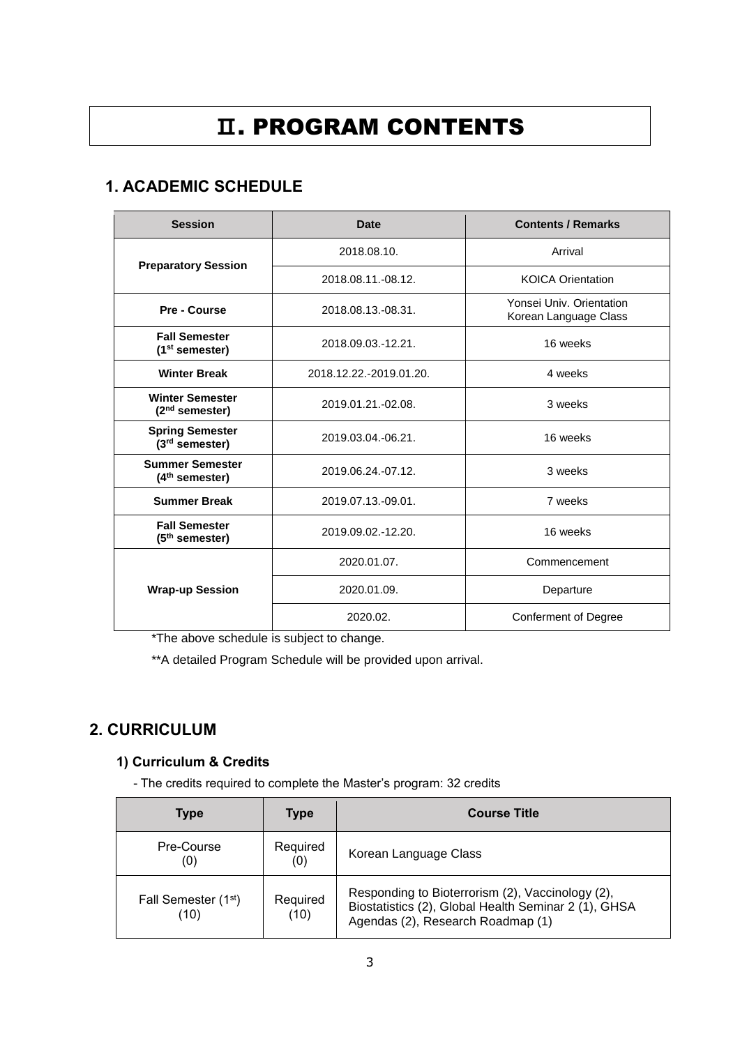# Ⅱ. PROGRAM CONTENTS

## 1. ACADEMIC SCHEDULE

| Session | Date | Contents / Remarks |
|---|---|---|
| **Preparatory Session** | 2018.08.10. | Arrival |
| | 2018.08.11.-08.12. | KOICA Orientation |
| **Pre - Course** | 2018.08.13.-08.31. | Yonsei Univ. Orientation Korean Language Class |
| **Fall Semester (1st semester)** | 2018.09.03.-12.21. | 16 weeks |
| **Winter Break** | 2018.12.22.-2019.01.20. | 4 weeks |
| **Winter Semester (2nd semester)** | 2019.01.21.-02.08. | 3 weeks |
| **Spring Semester (3rd semester)** | 2019.03.04.-06.21. | 16 weeks |
| **Summer Semester (4th semester)** | 2019.06.24.-07.12. | 3 weeks |
| **Summer Break** | 2019.07.13.-09.01. | 7 weeks |
| **Fall Semester (5th semester)** | 2019.09.02.-12.20. | 16 weeks |
| **Wrap-up Session** | 2020.01.07. | Commencement |
| | 2020.01.09. | Departure |
| | 2020.02. | Conferment of Degree |

*The above schedule is subject to change.

**A detailed Program Schedule will be provided upon arrival.

## 2. CURRICULUM

### 1) Curriculum & Credits

- The credits required to complete the Master's program: 32 credits

| Type | Type | Course Title |
|---|---|---|
| Pre-Course (0) | Required (0) | Korean Language Class |
| Fall Semester (1st) (10) | Required (10) | Responding to Bioterrorism (2), Vaccinology (2), Biostatistics (2), Global Health Seminar 2 (1), GHSA Agendas (2), Research Roadmap (1) |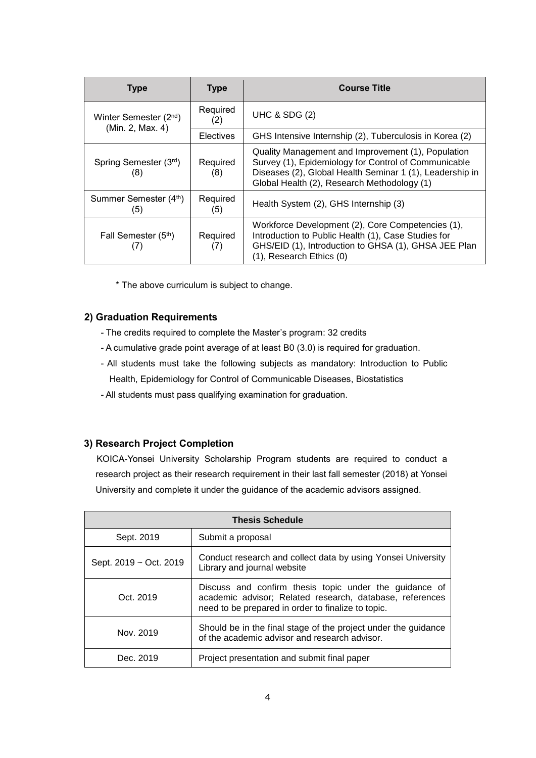| Type | Type | Course Title |
|---|---|---|
| Winter Semester (2nd) (Min. 2, Max. 4) | Required (2) | UHC & SDG (2) |
| | Electives | GHS Intensive Internship (2), Tuberculosis in Korea (2) |
| Spring Semester (3rd) (8) | Required (8) | Quality Management and Improvement (1), Population Survey (1), Epidemiology for Control of Communicable Diseases (2), Global Health Seminar 1 (1), Leadership in Global Health (2), Research Methodology (1) |
| Summer Semester (4th) (5) | Required (5) | Health System (2), GHS Internship (3) |
| Fall Semester (5th) (7) | Required (7) | Workforce Development (2), Core Competencies (1), Introduction to Public Health (1), Case Studies for GHS/EID (1), Introduction to GHSA (1), GHSA JEE Plan (1), Research Ethics (0) |

\* The above curriculum is subject to change.

### 2) Graduation Requirements

- The credits required to complete the Master's program: 32 credits
- A cumulative grade point average of at least B0 (3.0) is required for graduation.
- All students must take the following subjects as mandatory: Introduction to Public Health, Epidemiology for Control of Communicable Diseases, Biostatistics
- All students must pass qualifying examination for graduation.

### 3) Research Project Completion

KOICA-Yonsei University Scholarship Program students are required to conduct a research project as their research requirement in their last fall semester (2018) at Yonsei University and complete it under the guidance of the academic advisors assigned.

| Thesis Schedule | |
|---|---|
| Sept. 2019 | Submit a proposal |
| Sept. 2019 ~ Oct. 2019 | Conduct research and collect data by using Yonsei University Library and journal website |
| Oct. 2019 | Discuss and confirm thesis topic under the guidance of academic advisor; Related research, database, references need to be prepared in order to finalize to topic. |
| Nov. 2019 | Should be in the final stage of the project under the guidance of the academic advisor and research advisor. |
| Dec. 2019 | Project presentation and submit final paper |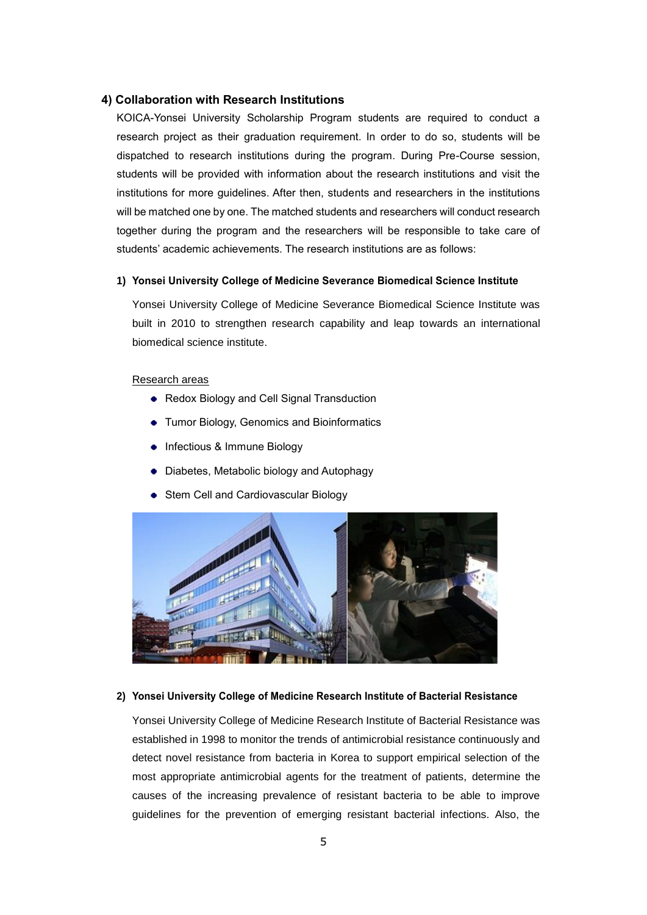### 4) Collaboration with Research Institutions

KOICA-Yonsei University Scholarship Program students are required to conduct a research project as their graduation requirement. In order to do so, students will be dispatched to research institutions during the program. During Pre-Course session, students will be provided with information about the research institutions and visit the institutions for more guidelines. After then, students and researchers in the institutions will be matched one by one. The matched students and researchers will conduct research together during the program and the researchers will be responsible to take care of students' academic achievements. The research institutions are as follows:

#### 1) Yonsei University College of Medicine Severance Biomedical Science Institute

Yonsei University College of Medicine Severance Biomedical Science Institute was built in 2010 to strengthen research capability and leap towards an international biomedical science institute.

<u>Research areas</u>

- Redox Biology and Cell Signal Transduction
- Tumor Biology, Genomics and Bioinformatics
- Infectious & Immune Biology
- Diabetes, Metabolic biology and Autophagy
- Stem Cell and Cardiovascular Biology

#### 2) Yonsei University College of Medicine Research Institute of Bacterial Resistance

Yonsei University College of Medicine Research Institute of Bacterial Resistance was established in 1998 to monitor the trends of antimicrobial resistance continuously and detect novel resistance from bacteria in Korea to support empirical selection of the most appropriate antimicrobial agents for the treatment of patients, determine the causes of the increasing prevalence of resistant bacteria to be able to improve guidelines for the prevention of emerging resistant bacterial infections. Also, the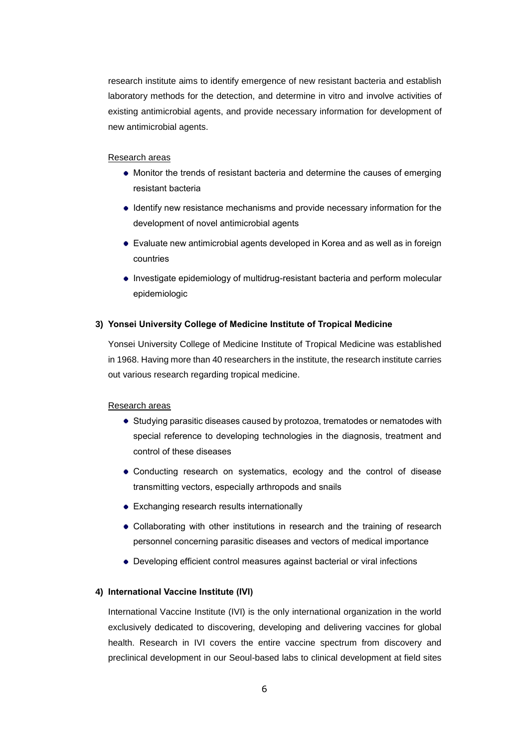research institute aims to identify emergence of new resistant bacteria and establish laboratory methods for the detection, and determine in vitro and involve activities of existing antimicrobial agents, and provide necessary information for development of new antimicrobial agents.

Research areas

- Monitor the trends of resistant bacteria and determine the causes of emerging resistant bacteria
- Identify new resistance mechanisms and provide necessary information for the development of novel antimicrobial agents
- Evaluate new antimicrobial agents developed in Korea and as well as in foreign countries
- Investigate epidemiology of multidrug-resistant bacteria and perform molecular epidemiologic

**3) Yonsei University College of Medicine Institute of Tropical Medicine**

Yonsei University College of Medicine Institute of Tropical Medicine was established in 1968. Having more than 40 researchers in the institute, the research institute carries out various research regarding tropical medicine.

Research areas

- Studying parasitic diseases caused by protozoa, trematodes or nematodes with special reference to developing technologies in the diagnosis, treatment and control of these diseases
- Conducting research on systematics, ecology and the control of disease transmitting vectors, especially arthropods and snails
- Exchanging research results internationally
- Collaborating with other institutions in research and the training of research personnel concerning parasitic diseases and vectors of medical importance
- Developing efficient control measures against bacterial or viral infections

**4) International Vaccine Institute (IVI)**

International Vaccine Institute (IVI) is the only international organization in the world exclusively dedicated to discovering, developing and delivering vaccines for global health. Research in IVI covers the entire vaccine spectrum from discovery and preclinical development in our Seoul-based labs to clinical development at field sites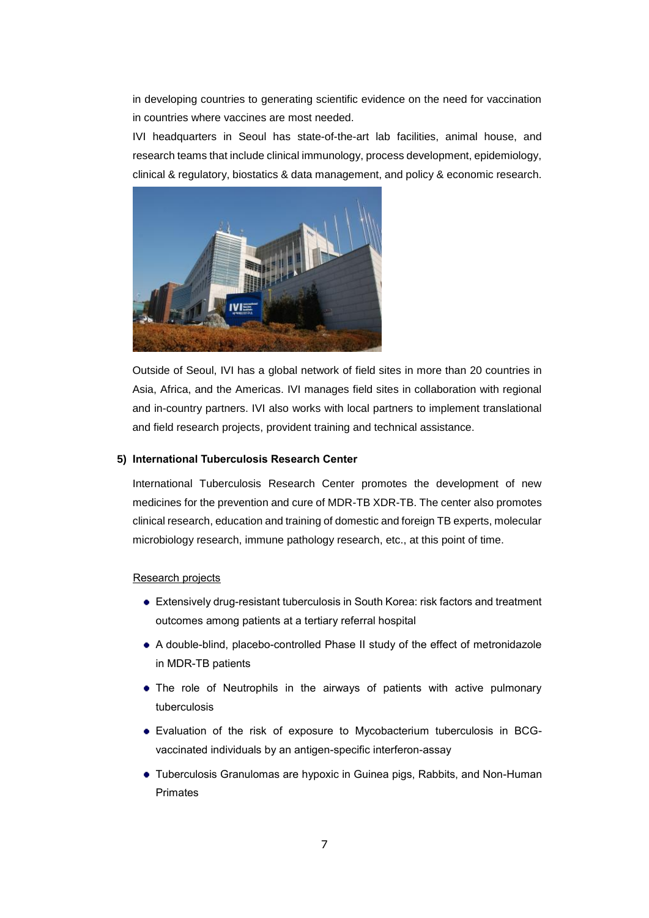in developing countries to generating scientific evidence on the need for vaccination in countries where vaccines are most needed.

IVI headquarters in Seoul has state-of-the-art lab facilities, animal house, and research teams that include clinical immunology, process development, epidemiology, clinical & regulatory, biostatics & data management, and policy & economic research.

Outside of Seoul, IVI has a global network of field sites in more than 20 countries in Asia, Africa, and the Americas. IVI manages field sites in collaboration with regional and in-country partners. IVI also works with local partners to implement translational and field research projects, provident training and technical assistance.

### 5) International Tuberculosis Research Center

International Tuberculosis Research Center promotes the development of new medicines for the prevention and cure of MDR-TB XDR-TB. The center also promotes clinical research, education and training of domestic and foreign TB experts, molecular microbiology research, immune pathology research, etc., at this point of time.

Research projects

- Extensively drug-resistant tuberculosis in South Korea: risk factors and treatment outcomes among patients at a tertiary referral hospital
- A double-blind, placebo-controlled Phase II study of the effect of metronidazole in MDR-TB patients
- The role of Neutrophils in the airways of patients with active pulmonary tuberculosis
- Evaluation of the risk of exposure to Mycobacterium tuberculosis in BCG-vaccinated individuals by an antigen-specific interferon-assay
- Tuberculosis Granulomas are hypoxic in Guinea pigs, Rabbits, and Non-Human Primates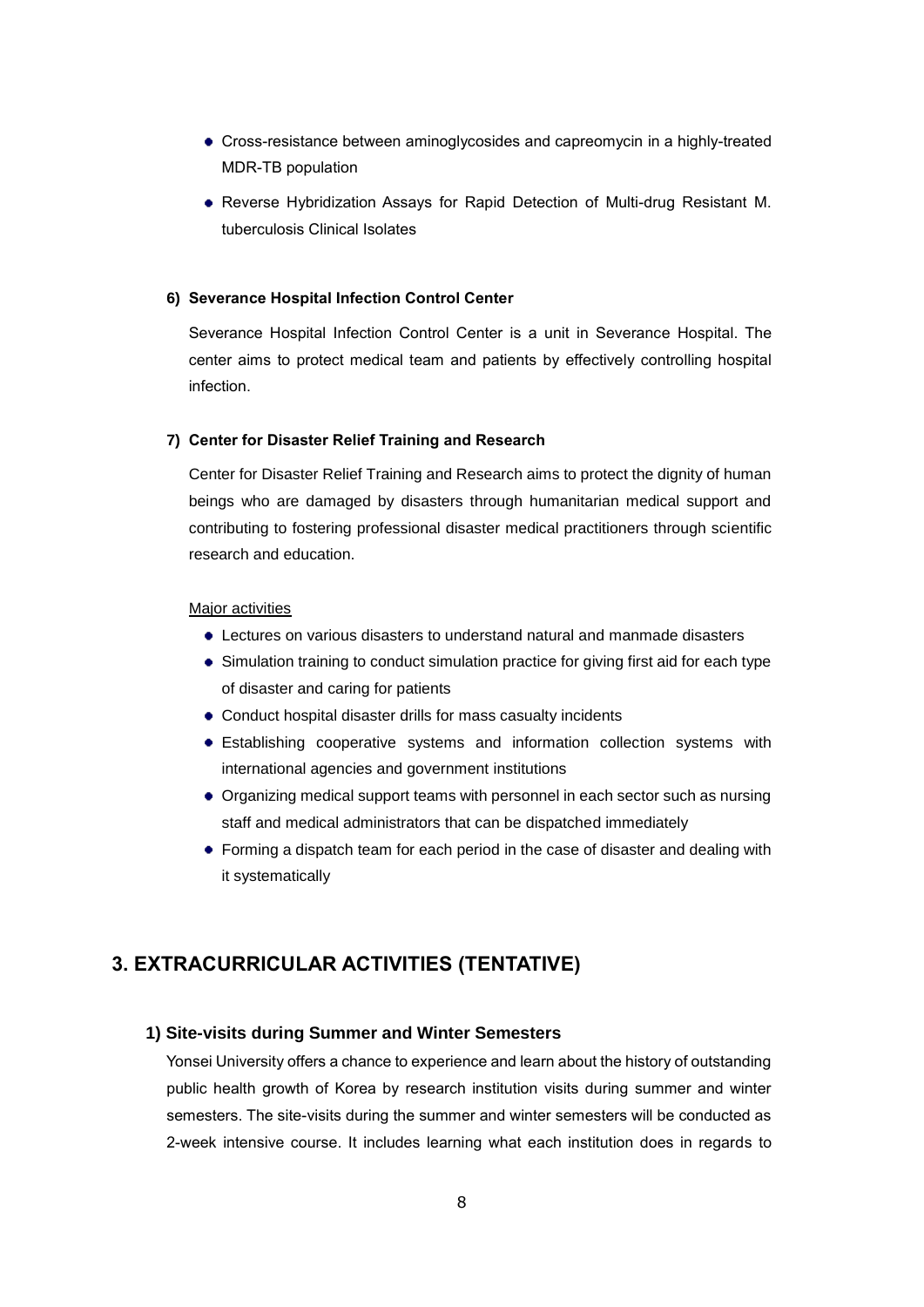- Cross-resistance between aminoglycosides and capreomycin in a highly-treated MDR-TB population
- Reverse Hybridization Assays for Rapid Detection of Multi-drug Resistant M. tuberculosis Clinical Isolates

#### 6) Severance Hospital Infection Control Center

Severance Hospital Infection Control Center is a unit in Severance Hospital. The center aims to protect medical team and patients by effectively controlling hospital infection.

#### 7) Center for Disaster Relief Training and Research

Center for Disaster Relief Training and Research aims to protect the dignity of human beings who are damaged by disasters through humanitarian medical support and contributing to fostering professional disaster medical practitioners through scientific research and education.

<u>Major activities</u>

- Lectures on various disasters to understand natural and manmade disasters
- Simulation training to conduct simulation practice for giving first aid for each type of disaster and caring for patients
- Conduct hospital disaster drills for mass casualty incidents
- Establishing cooperative systems and information collection systems with international agencies and government institutions
- Organizing medical support teams with personnel in each sector such as nursing staff and medical administrators that can be dispatched immediately
- Forming a dispatch team for each period in the case of disaster and dealing with it systematically

## 3. EXTRACURRICULAR ACTIVITIES (TENTATIVE)

### 1) Site-visits during Summer and Winter Semesters

Yonsei University offers a chance to experience and learn about the history of outstanding public health growth of Korea by research institution visits during summer and winter semesters. The site-visits during the summer and winter semesters will be conducted as 2-week intensive course. It includes learning what each institution does in regards to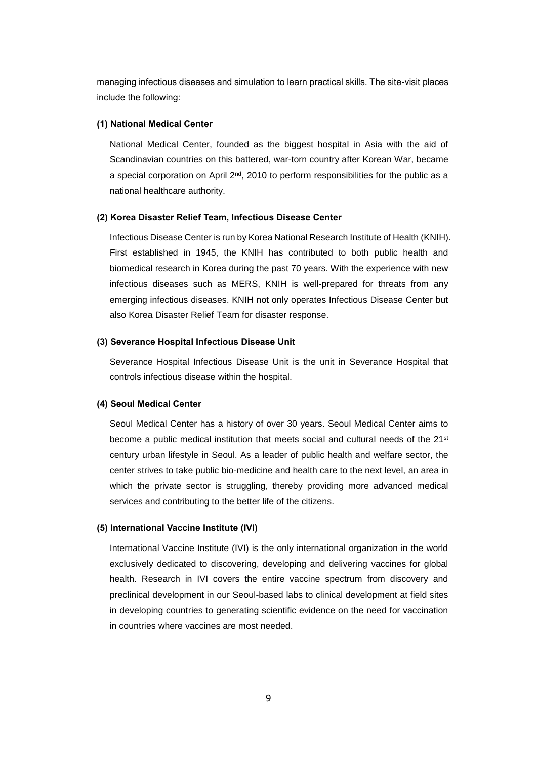managing infectious diseases and simulation to learn practical skills. The site-visit places include the following:

**(1) National Medical Center**

National Medical Center, founded as the biggest hospital in Asia with the aid of Scandinavian countries on this battered, war-torn country after Korean War, became a special corporation on April 2nd, 2010 to perform responsibilities for the public as a national healthcare authority.

**(2) Korea Disaster Relief Team, Infectious Disease Center**

Infectious Disease Center is run by Korea National Research Institute of Health (KNIH). First established in 1945, the KNIH has contributed to both public health and biomedical research in Korea during the past 70 years. With the experience with new infectious diseases such as MERS, KNIH is well-prepared for threats from any emerging infectious diseases. KNIH not only operates Infectious Disease Center but also Korea Disaster Relief Team for disaster response.

**(3) Severance Hospital Infectious Disease Unit**

Severance Hospital Infectious Disease Unit is the unit in Severance Hospital that controls infectious disease within the hospital.

**(4) Seoul Medical Center**

Seoul Medical Center has a history of over 30 years. Seoul Medical Center aims to become a public medical institution that meets social and cultural needs of the 21st century urban lifestyle in Seoul. As a leader of public health and welfare sector, the center strives to take public bio-medicine and health care to the next level, an area in which the private sector is struggling, thereby providing more advanced medical services and contributing to the better life of the citizens.

**(5) International Vaccine Institute (IVI)**

International Vaccine Institute (IVI) is the only international organization in the world exclusively dedicated to discovering, developing and delivering vaccines for global health. Research in IVI covers the entire vaccine spectrum from discovery and preclinical development in our Seoul-based labs to clinical development at field sites in developing countries to generating scientific evidence on the need for vaccination in countries where vaccines are most needed.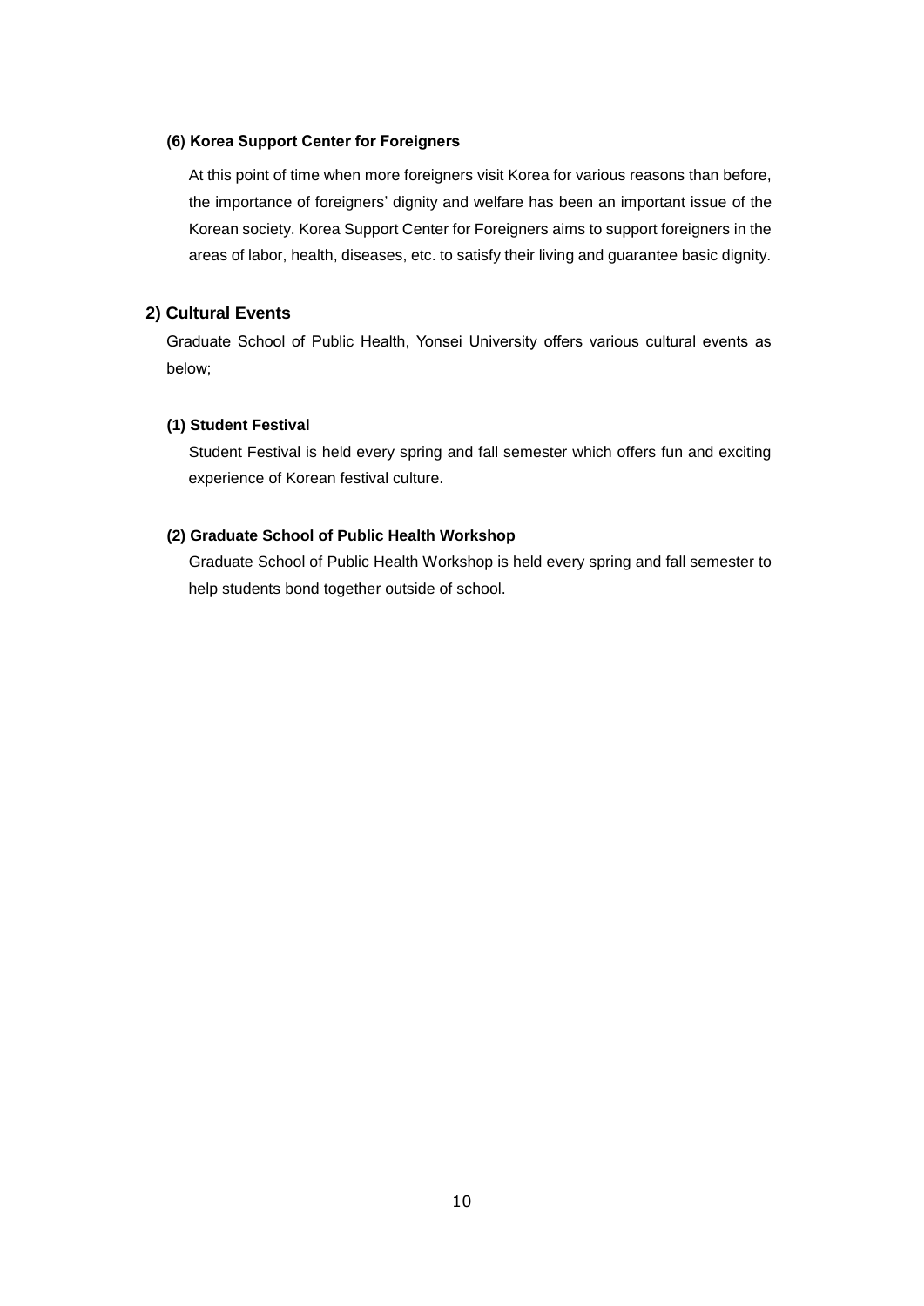#### (6) Korea Support Center for Foreigners

At this point of time when more foreigners visit Korea for various reasons than before, the importance of foreigners' dignity and welfare has been an important issue of the Korean society. Korea Support Center for Foreigners aims to support foreigners in the areas of labor, health, diseases, etc. to satisfy their living and guarantee basic dignity.

### 2) Cultural Events

Graduate School of Public Health, Yonsei University offers various cultural events as below;

#### (1) Student Festival

Student Festival is held every spring and fall semester which offers fun and exciting experience of Korean festival culture.

#### (2) Graduate School of Public Health Workshop

Graduate School of Public Health Workshop is held every spring and fall semester to help students bond together outside of school.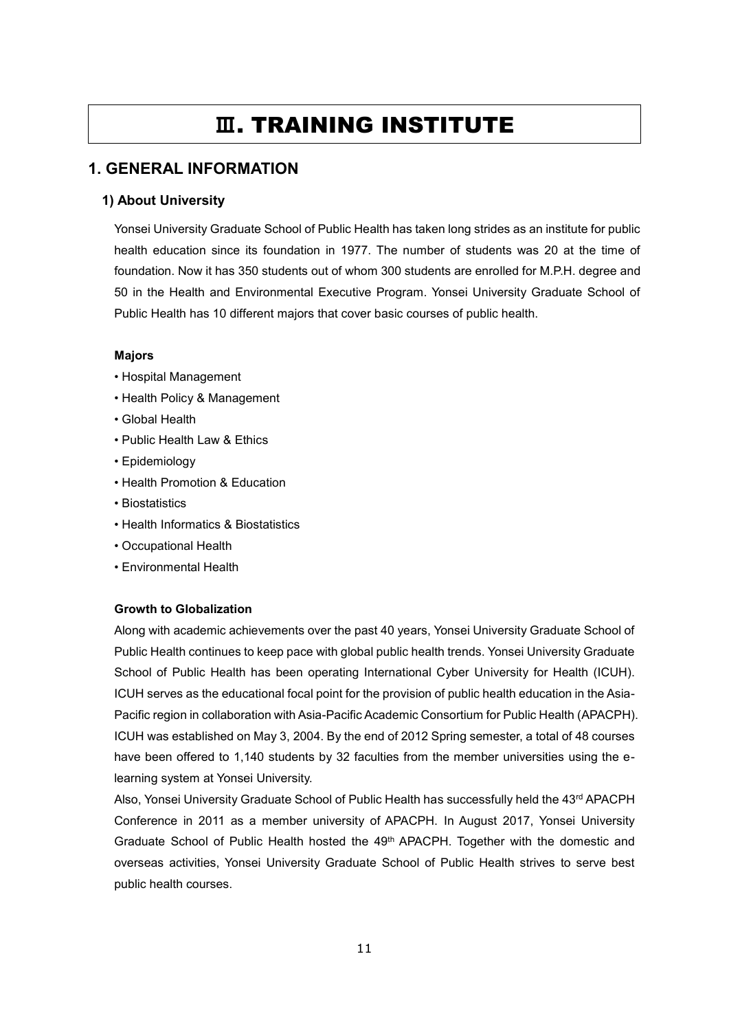# Ⅲ. TRAINING INSTITUTE

## 1. GENERAL INFORMATION

### 1) About University

Yonsei University Graduate School of Public Health has taken long strides as an institute for public health education since its foundation in 1977. The number of students was 20 at the time of foundation. Now it has 350 students out of whom 300 students are enrolled for M.P.H. degree and 50 in the Health and Environmental Executive Program. Yonsei University Graduate School of Public Health has 10 different majors that cover basic courses of public health.

**Majors**

- Hospital Management
- Health Policy & Management
- Global Health
- Public Health Law & Ethics
- Epidemiology
- Health Promotion & Education
- Biostatistics
- Health Informatics & Biostatistics
- Occupational Health
- Environmental Health

**Growth to Globalization**

Along with academic achievements over the past 40 years, Yonsei University Graduate School of Public Health continues to keep pace with global public health trends. Yonsei University Graduate School of Public Health has been operating International Cyber University for Health (ICUH). ICUH serves as the educational focal point for the provision of public health education in the Asia-Pacific region in collaboration with Asia-Pacific Academic Consortium for Public Health (APACPH). ICUH was established on May 3, 2004. By the end of 2012 Spring semester, a total of 48 courses have been offered to 1,140 students by 32 faculties from the member universities using the e-learning system at Yonsei University.

Also, Yonsei University Graduate School of Public Health has successfully held the 43rd APACPH Conference in 2011 as a member university of APACPH. In August 2017, Yonsei University Graduate School of Public Health hosted the 49th APACPH. Together with the domestic and overseas activities, Yonsei University Graduate School of Public Health strives to serve best public health courses.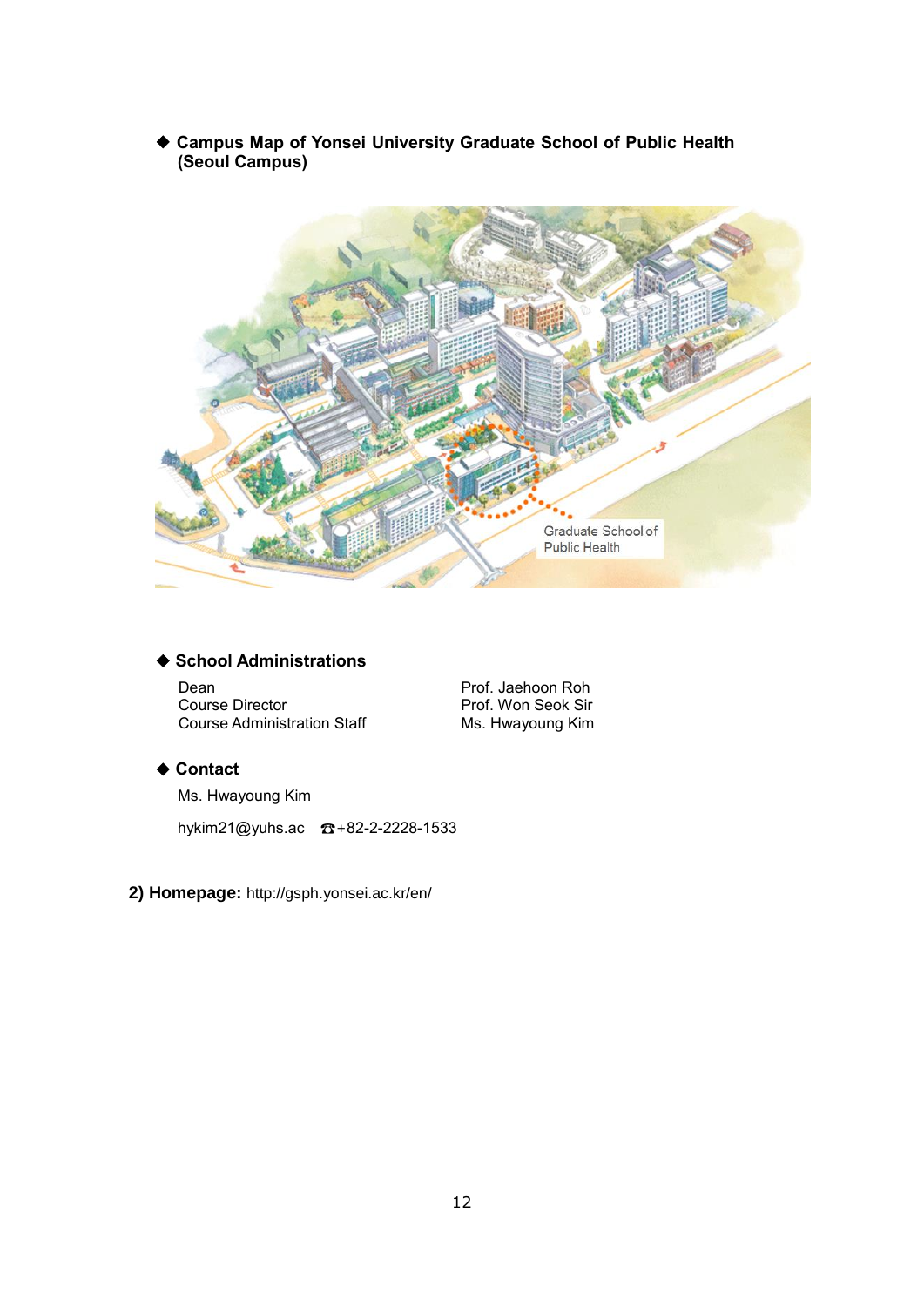◆ **Campus Map of Yonsei University Graduate School of Public Health (Seoul Campus)**

Graduate School of Public Health

◆ **School Administrations**

| | |
|---|---|
| Dean | Prof. Jaehoon Roh |
| Course Director | Prof. Won Seok Sir |
| Course Administration Staff | Ms. Hwayoung Kim |

◆ **Contact**

Ms. Hwayoung Kim

hykim21@yuhs.ac ☎+82-2-2228-1533

**2) Homepage:** http://gsph.yonsei.ac.kr/en/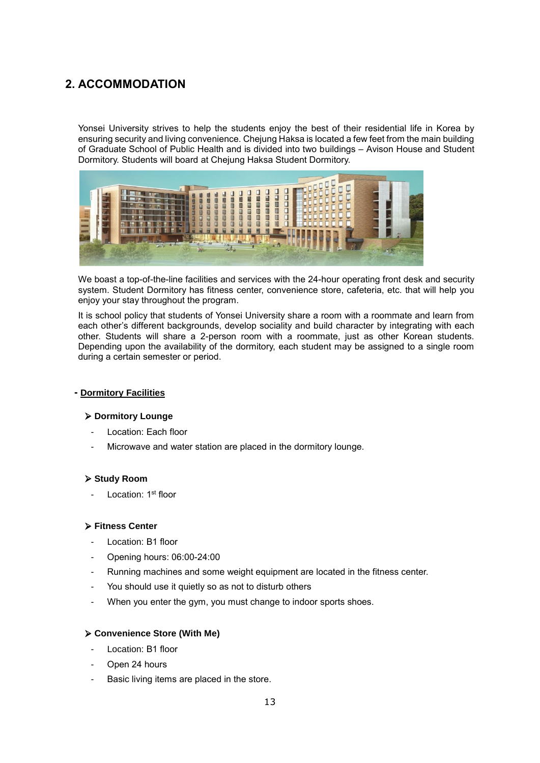## 2. ACCOMMODATION

Yonsei University strives to help the students enjoy the best of their residential life in Korea by ensuring security and living convenience. Chejung Haksa is located a few feet from the main building of Graduate School of Public Health and is divided into two buildings – Avison House and Student Dormitory. Students will board at Chejung Haksa Student Dormitory.

We boast a top-of-the-line facilities and services with the 24-hour operating front desk and security system. Student Dormitory has fitness center, convenience store, cafeteria, etc. that will help you enjoy your stay throughout the program.

It is school policy that students of Yonsei University share a room with a roommate and learn from each other's different backgrounds, develop sociality and build character by integrating with each other. Students will share a 2-person room with a roommate, just as other Korean students. Depending upon the availability of the dormitory, each student may be assigned to a single room during a certain semester or period.

### - Dormitory Facilities

#### ➢ Dormitory Lounge

- Location: Each floor
- Microwave and water station are placed in the dormitory lounge.

#### ➢ Study Room

- Location: 1st floor

#### ➢ Fitness Center

- Location: B1 floor
- Opening hours: 06:00-24:00
- Running machines and some weight equipment are located in the fitness center.
- You should use it quietly so as not to disturb others
- When you enter the gym, you must change to indoor sports shoes.

#### ➢ Convenience Store (With Me)

- Location: B1 floor
- Open 24 hours
- Basic living items are placed in the store.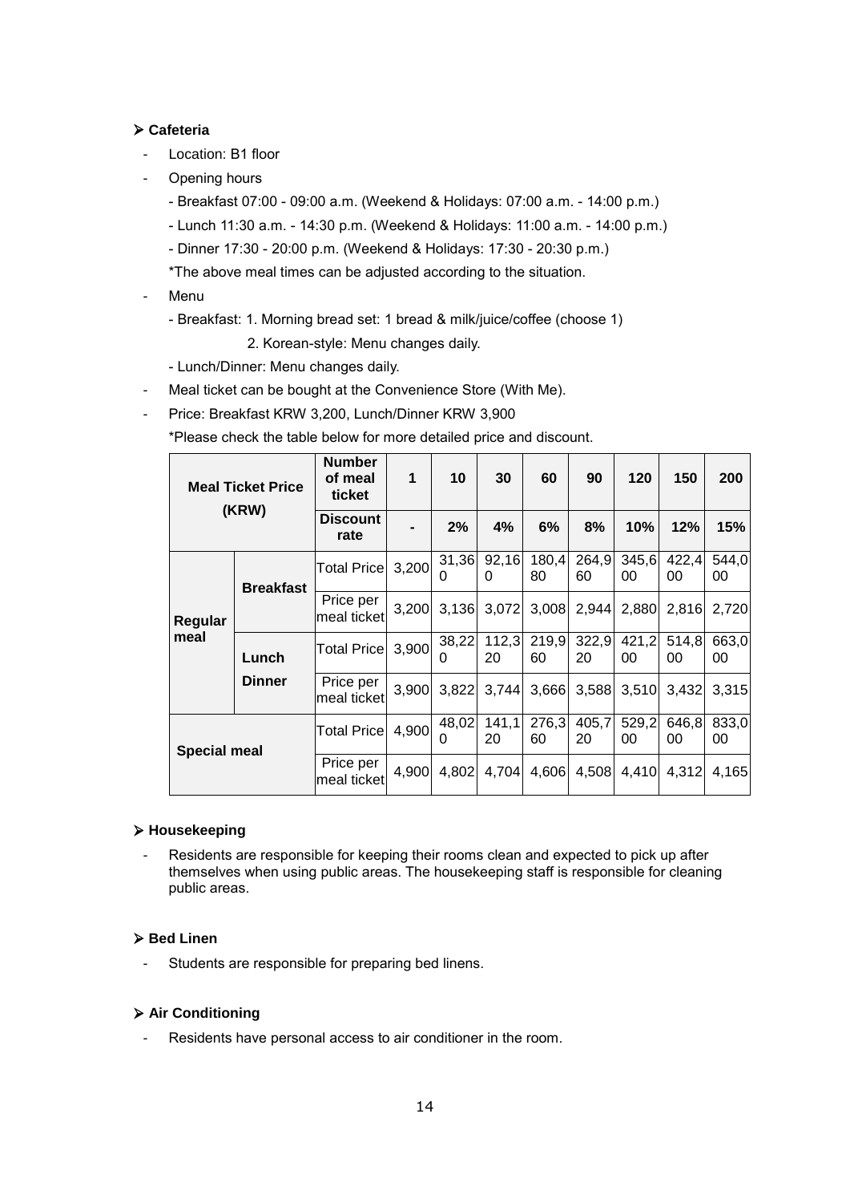- **Cafeteria**
  - Location: B1 floor
  - Opening hours
    - Breakfast 07:00 - 09:00 a.m. (Weekend & Holidays: 07:00 a.m. - 14:00 p.m.)
    - Lunch 11:30 a.m. - 14:30 p.m. (Weekend & Holidays: 11:00 a.m. - 14:00 p.m.)
    - Dinner 17:30 - 20:00 p.m. (Weekend & Holidays: 17:30 - 20:30 p.m.)

    *The above meal times can be adjusted according to the situation.
  - Menu
    - Breakfast: 1. Morning bread set: 1 bread & milk/juice/coffee (choose 1)

      2. Korean-style: Menu changes daily.
    - Lunch/Dinner: Menu changes daily.
  - Meal ticket can be bought at the Convenience Store (With Me).
  - Price: Breakfast KRW 3,200, Lunch/Dinner KRW 3,900

    *Please check the table below for more detailed price and discount.

| Meal Ticket Price (KRW) | | Number of meal ticket | 1 | 10 | 30 | 60 | 90 | 120 | 150 | 200 |
|---|---|---|---|---|---|---|---|---|---|---|
| | | Discount rate | - | 2% | 4% | 6% | 8% | 10% | 12% | 15% |
| Regular meal | Breakfast | Total Price | 3,200 | 31,360 | 92,160 | 180,480 | 264,960 | 345,600 | 422,400 | 544,000 |
| | | Price per meal ticket | 3,200 | 3,136 | 3,072 | 3,008 | 2,944 | 2,880 | 2,816 | 2,720 |
| | Lunch Dinner | Total Price | 3,900 | 38,220 | 112,320 | 219,960 | 322,920 | 421,200 | 514,800 | 663,000 |
| | | Price per meal ticket | 3,900 | 3,822 | 3,744 | 3,666 | 3,588 | 3,510 | 3,432 | 3,315 |
| Special meal | | Total Price | 4,900 | 48,020 | 141,120 | 276,360 | 405,720 | 529,200 | 646,800 | 833,000 |
| | | Price per meal ticket | 4,900 | 4,802 | 4,704 | 4,606 | 4,508 | 4,410 | 4,312 | 4,165 |

- **Housekeeping**
  - Residents are responsible for keeping their rooms clean and expected to pick up after themselves when using public areas. The housekeeping staff is responsible for cleaning public areas.

- **Bed Linen**
  - Students are responsible for preparing bed linens.

- **Air Conditioning**
  - Residents have personal access to air conditioner in the room.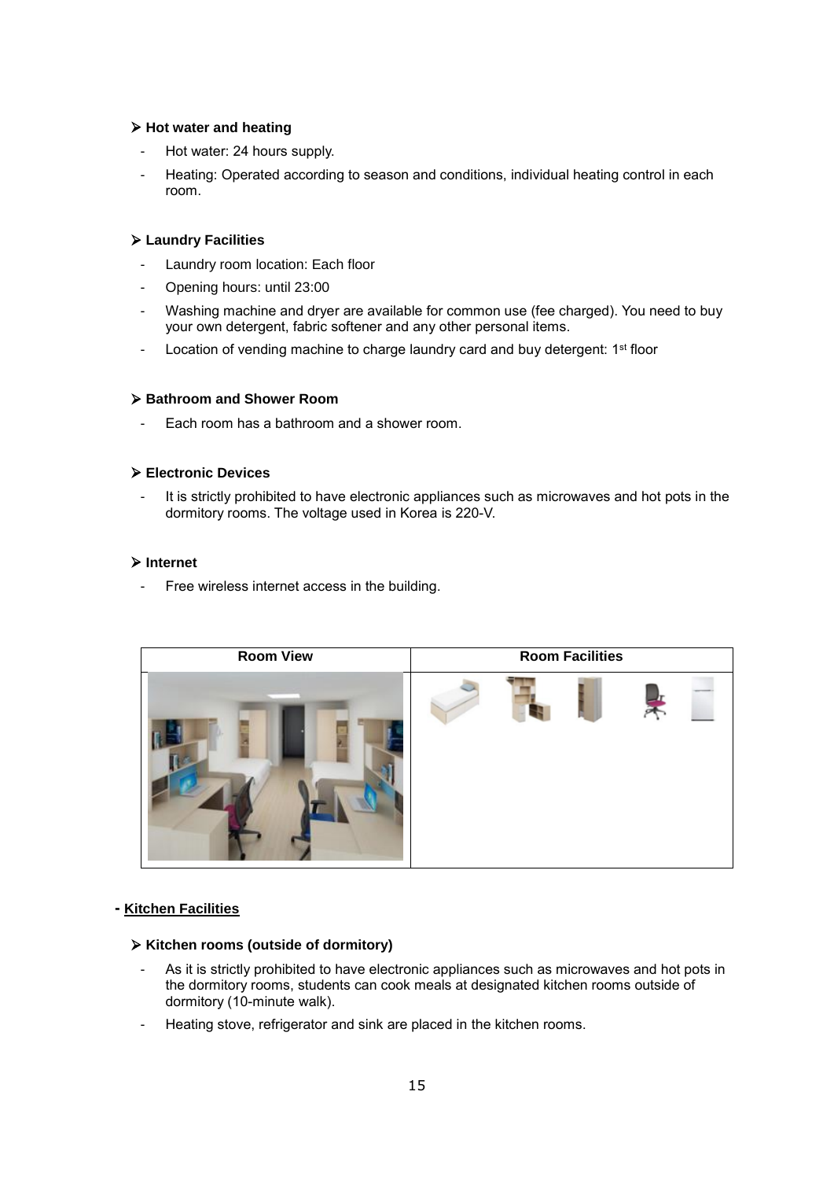- **Hot water and heating**
  - Hot water: 24 hours supply.
  - Heating: Operated according to season and conditions, individual heating control in each room.

- **Laundry Facilities**
  - Laundry room location: Each floor
  - Opening hours: until 23:00
  - Washing machine and dryer are available for common use (fee charged). You need to buy your own detergent, fabric softener and any other personal items.
  - Location of vending machine to charge laundry card and buy detergent: 1st floor

- **Bathroom and Shower Room**
  - Each room has a bathroom and a shower room.

- **Electronic Devices**
  - It is strictly prohibited to have electronic appliances such as microwaves and hot pots in the dormitory rooms. The voltage used in Korea is 220-V.

- **Internet**
  - Free wireless internet access in the building.

| Room View | Room Facilities |
|---|---|
| | |

**- Kitchen Facilities**

- **Kitchen rooms (outside of dormitory)**
  - As it is strictly prohibited to have electronic appliances such as microwaves and hot pots in the dormitory rooms, students can cook meals at designated kitchen rooms outside of dormitory (10-minute walk).
  - Heating stove, refrigerator and sink are placed in the kitchen rooms.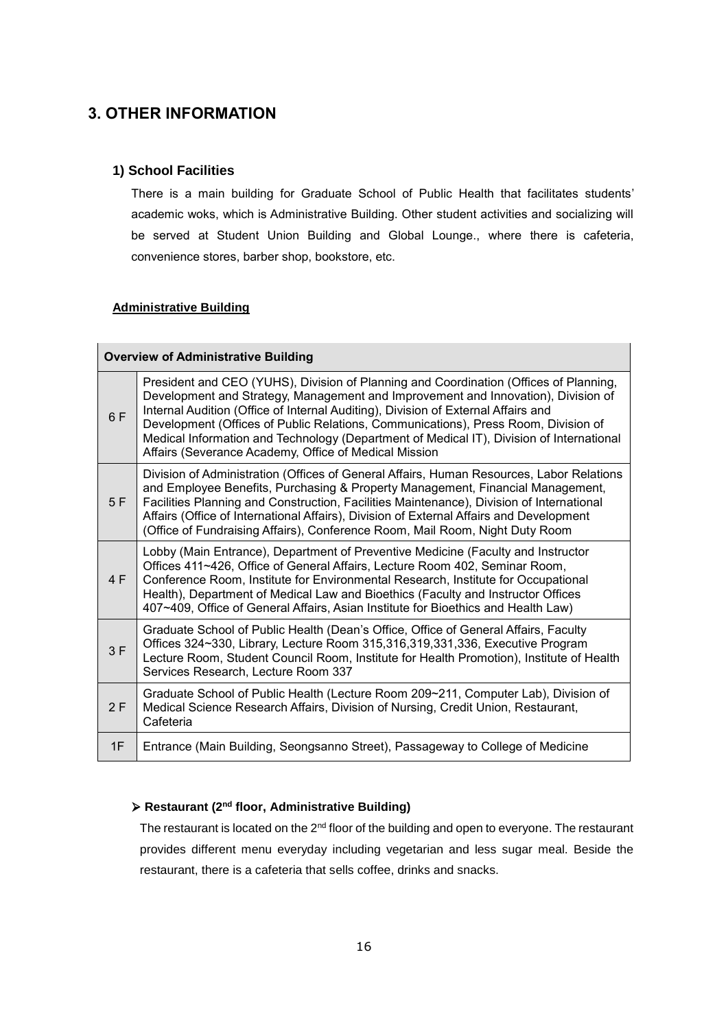## 3. OTHER INFORMATION

### 1) School Facilities

There is a main building for Graduate School of Public Health that facilitates students' academic woks, which is Administrative Building. Other student activities and socializing will be served at Student Union Building and Global Lounge., where there is cafeteria, convenience stores, barber shop, bookstore, etc.

**Administrative Building**

| Overview of Administrative Building | |
|---|---|
| 6 F | President and CEO (YUHS), Division of Planning and Coordination (Offices of Planning, Development and Strategy, Management and Improvement and Innovation), Division of Internal Audition (Office of Internal Auditing), Division of External Affairs and Development (Offices of Public Relations, Communications), Press Room, Division of Medical Information and Technology (Department of Medical IT), Division of International Affairs (Severance Academy, Office of Medical Mission |
| 5 F | Division of Administration (Offices of General Affairs, Human Resources, Labor Relations and Employee Benefits, Purchasing & Property Management, Financial Management, Facilities Planning and Construction, Facilities Maintenance), Division of International Affairs (Office of International Affairs), Division of External Affairs and Development (Office of Fundraising Affairs), Conference Room, Mail Room, Night Duty Room |
| 4 F | Lobby (Main Entrance), Department of Preventive Medicine (Faculty and Instructor Offices 411~426, Office of General Affairs, Lecture Room 402, Seminar Room, Conference Room, Institute for Environmental Research, Institute for Occupational Health), Department of Medical Law and Bioethics (Faculty and Instructor Offices 407~409, Office of General Affairs, Asian Institute for Bioethics and Health Law) |
| 3 F | Graduate School of Public Health (Dean's Office, Office of General Affairs, Faculty Offices 324~330, Library, Lecture Room 315,316,319,331,336, Executive Program Lecture Room, Student Council Room, Institute for Health Promotion), Institute of Health Services Research, Lecture Room 337 |
| 2 F | Graduate School of Public Health (Lecture Room 209~211, Computer Lab), Division of Medical Science Research Affairs, Division of Nursing, Credit Union, Restaurant, Cafeteria |
| 1F | Entrance (Main Building, Seongsanno Street), Passageway to College of Medicine |

- **Restaurant (2nd floor, Administrative Building)**

  The restaurant is located on the 2nd floor of the building and open to everyone. The restaurant provides different menu everyday including vegetarian and less sugar meal. Beside the restaurant, there is a cafeteria that sells coffee, drinks and snacks.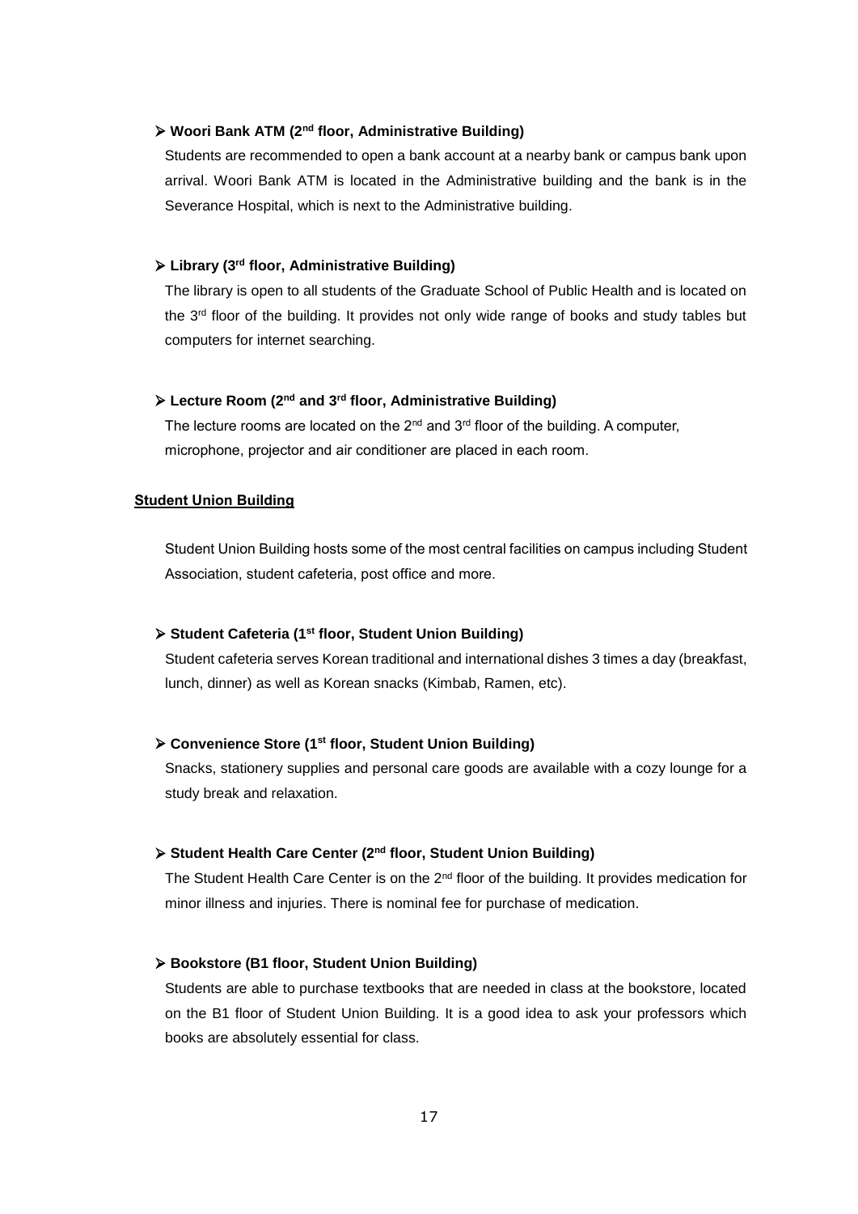- **Woori Bank ATM (2nd floor, Administrative Building)**

  Students are recommended to open a bank account at a nearby bank or campus bank upon arrival. Woori Bank ATM is located in the Administrative building and the bank is in the Severance Hospital, which is next to the Administrative building.

- **Library (3rd floor, Administrative Building)**

  The library is open to all students of the Graduate School of Public Health and is located on the 3rd floor of the building. It provides not only wide range of books and study tables but computers for internet searching.

- **Lecture Room (2nd and 3rd floor, Administrative Building)**

  The lecture rooms are located on the 2nd and 3rd floor of the building. A computer, microphone, projector and air conditioner are placed in each room.

**Student Union Building**

Student Union Building hosts some of the most central facilities on campus including Student Association, student cafeteria, post office and more.

- **Student Cafeteria (1st floor, Student Union Building)**

  Student cafeteria serves Korean traditional and international dishes 3 times a day (breakfast, lunch, dinner) as well as Korean snacks (Kimbab, Ramen, etc).

- **Convenience Store (1st floor, Student Union Building)**

  Snacks, stationery supplies and personal care goods are available with a cozy lounge for a study break and relaxation.

- **Student Health Care Center (2nd floor, Student Union Building)**

  The Student Health Care Center is on the 2nd floor of the building. It provides medication for minor illness and injuries. There is nominal fee for purchase of medication.

- **Bookstore (B1 floor, Student Union Building)**

  Students are able to purchase textbooks that are needed in class at the bookstore, located on the B1 floor of Student Union Building. It is a good idea to ask your professors which books are absolutely essential for class.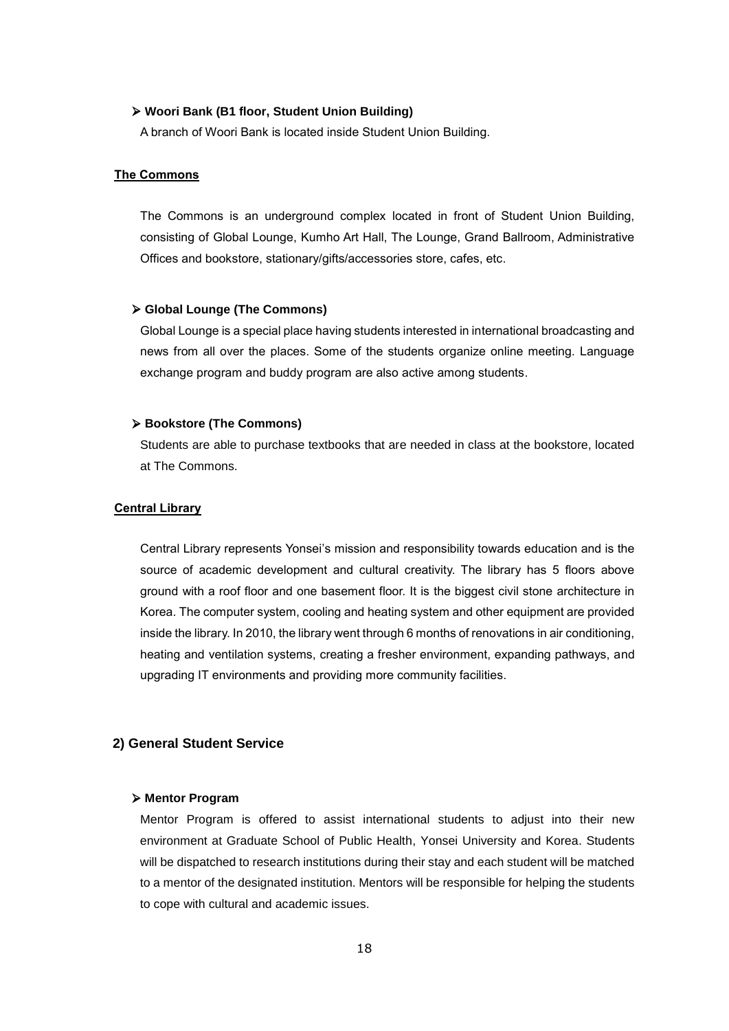- **Woori Bank (B1 floor, Student Union Building)**

  A branch of Woori Bank is located inside Student Union Building.

**The Commons**

The Commons is an underground complex located in front of Student Union Building, consisting of Global Lounge, Kumho Art Hall, The Lounge, Grand Ballroom, Administrative Offices and bookstore, stationary/gifts/accessories store, cafes, etc.

- **Global Lounge (The Commons)**

  Global Lounge is a special place having students interested in international broadcasting and news from all over the places. Some of the students organize online meeting. Language exchange program and buddy program are also active among students.

- **Bookstore (The Commons)**

  Students are able to purchase textbooks that are needed in class at the bookstore, located at The Commons.

**Central Library**

Central Library represents Yonsei's mission and responsibility towards education and is the source of academic development and cultural creativity. The library has 5 floors above ground with a roof floor and one basement floor. It is the biggest civil stone architecture in Korea. The computer system, cooling and heating system and other equipment are provided inside the library. In 2010, the library went through 6 months of renovations in air conditioning, heating and ventilation systems, creating a fresher environment, expanding pathways, and upgrading IT environments and providing more community facilities.

## 2) General Student Service

- **Mentor Program**

  Mentor Program is offered to assist international students to adjust into their new environment at Graduate School of Public Health, Yonsei University and Korea. Students will be dispatched to research institutions during their stay and each student will be matched to a mentor of the designated institution. Mentors will be responsible for helping the students to cope with cultural and academic issues.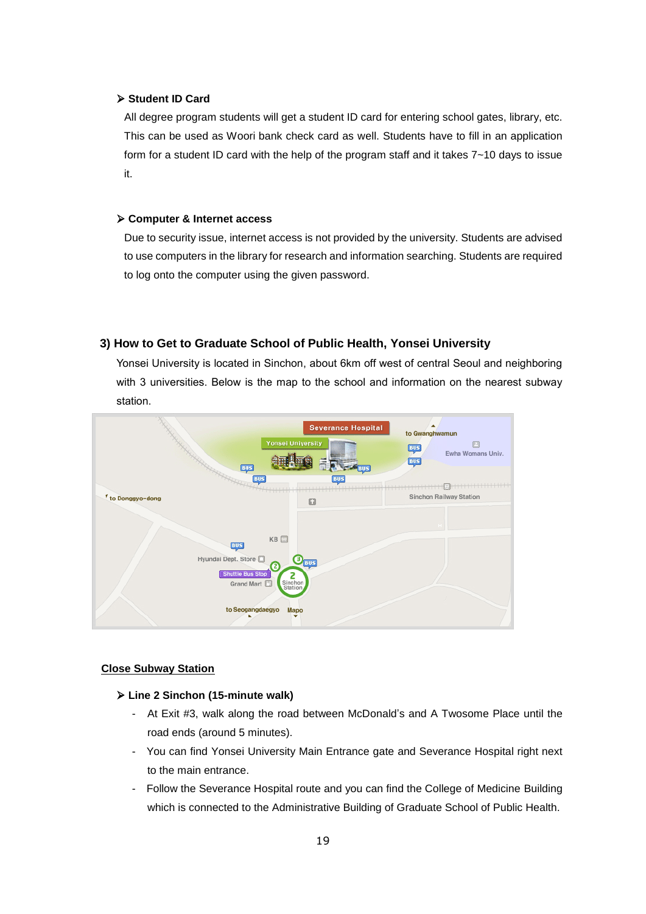- **Student ID Card**

  All degree program students will get a student ID card for entering school gates, library, etc. This can be used as Woori bank check card as well. Students have to fill in an application form for a student ID card with the help of the program staff and it takes 7~10 days to issue it.

- **Computer & Internet access**

  Due to security issue, internet access is not provided by the university. Students are advised to use computers in the library for research and information searching. Students are required to log onto the computer using the given password.

### 3) How to Get to Graduate School of Public Health, Yonsei University

Yonsei University is located in Sinchon, about 6km off west of central Seoul and neighboring with 3 universities. Below is the map to the school and information on the nearest subway station.

**Close Subway Station**

- **Line 2 Sinchon (15-minute walk)**
  - At Exit #3, walk along the road between McDonald's and A Twosome Place until the road ends (around 5 minutes).
  - You can find Yonsei University Main Entrance gate and Severance Hospital right next to the main entrance.
  - Follow the Severance Hospital route and you can find the College of Medicine Building which is connected to the Administrative Building of Graduate School of Public Health.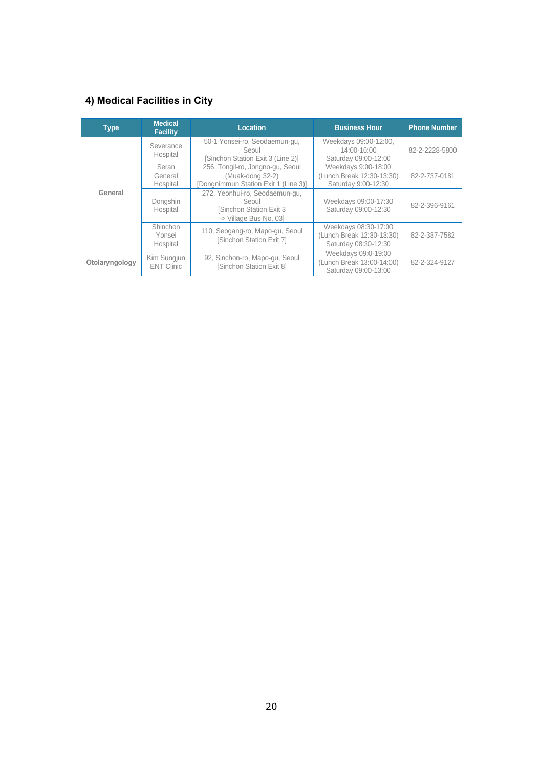## 4) Medical Facilities in City

| Type | Medical Facility | Location | Business Hour | Phone Number |
|---|---|---|---|---|
| General | Severance Hospital | 50-1 Yonsei-ro, Seodaemun-gu, Seoul [Sinchon Station Exit 3 (Line 2)] | Weekdays 09:00-12:00, 14:00-16:00 Saturday 09:00-12:00 | 82-2-2228-5800 |
| | Seran General Hospital | 256, Tongil-ro, Jongno-gu, Seoul (Muak-dong 32-2) [Dongnimmun Station Exit 1 (Line 3)] | Weekdays 9:00-18:00 (Lunch Break 12:30-13:30) Saturday 9:00-12:30 | 82-2-737-0181 |
| | Dongshin Hospital | 272, Yeonhui-ro, Seodaemun-gu, Seoul [Sinchon Station Exit 3 -> Village Bus No. 03] | Weekdays 09:00-17:30 Saturday 09:00-12:30 | 82-2-396-9161 |
| | Shinchon Yonsei Hospital | 110, Seogang-ro, Mapo-gu, Seoul [Sinchon Station Exit 7] | Weekdays 08:30-17:00 (Lunch Break 12:30-13:30) Saturday 08:30-12:30 | 82-2-337-7582 |
| Otolaryngology | Kim Sungjun ENT Clinic | 92, Sinchon-ro, Mapo-gu, Seoul [Sinchon Station Exit 8] | Weekdays 09:0-19:00 (Lunch Break 13:00-14:00) Saturday 09:00-13:00 | 82-2-324-9127 |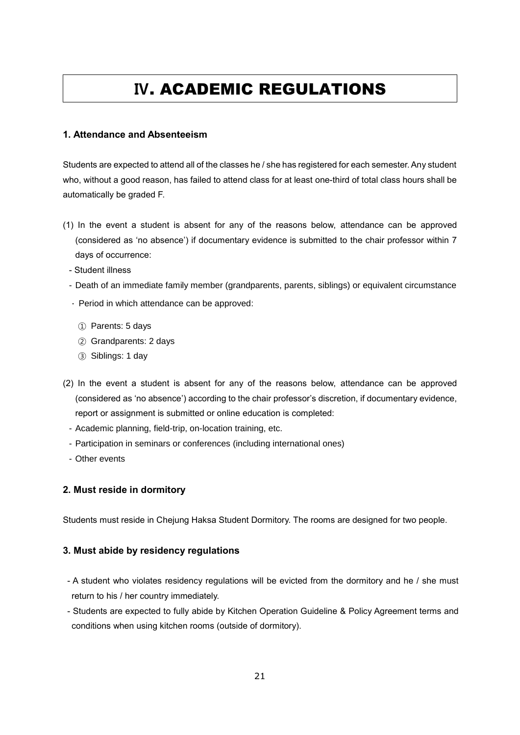# Ⅳ. ACADEMIC REGULATIONS

### 1. Attendance and Absenteeism

Students are expected to attend all of the classes he / she has registered for each semester. Any student who, without a good reason, has failed to attend class for at least one-third of total class hours shall be automatically be graded F.

(1) In the event a student is absent for any of the reasons below, attendance can be approved (considered as ‘no absence’) if documentary evidence is submitted to the chair professor within 7 days of occurrence:

- Student illness
- Death of an immediate family member (grandparents, parents, siblings) or equivalent circumstance
  - · Period in which attendance can be approved:
    - ① Parents: 5 days
    - ② Grandparents: 2 days
    - ③ Siblings: 1 day

(2) In the event a student is absent for any of the reasons below, attendance can be approved (considered as ‘no absence’) according to the chair professor’s discretion, if documentary evidence, report or assignment is submitted or online education is completed:

- Academic planning, field-trip, on-location training, etc.
- Participation in seminars or conferences (including international ones)
- Other events

### 2. Must reside in dormitory

Students must reside in Chejung Haksa Student Dormitory. The rooms are designed for two people.

### 3. Must abide by residency regulations

- A student who violates residency regulations will be evicted from the dormitory and he / she must return to his / her country immediately.
- Students are expected to fully abide by Kitchen Operation Guideline & Policy Agreement terms and conditions when using kitchen rooms (outside of dormitory).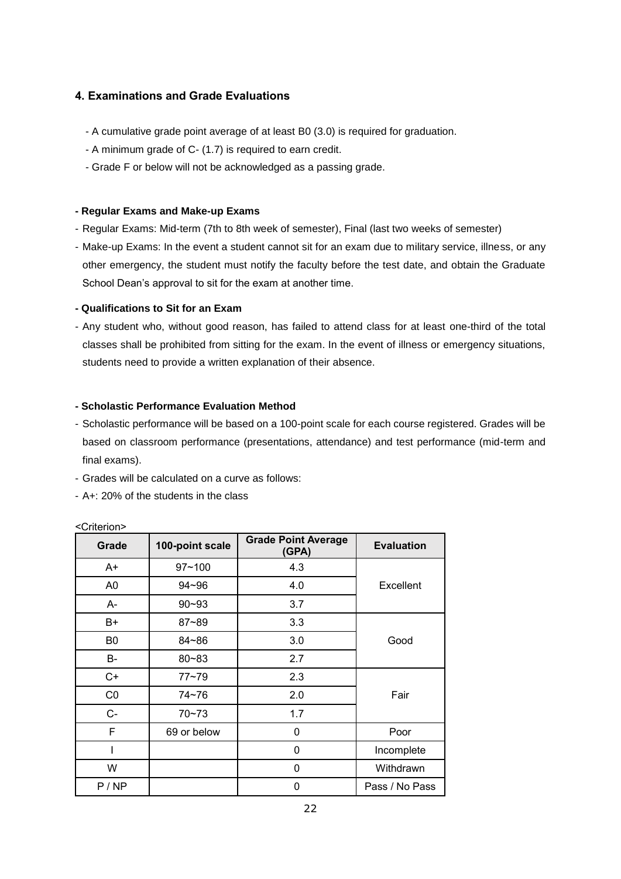## 4. Examinations and Grade Evaluations

- A cumulative grade point average of at least B0 (3.0) is required for graduation.
- A minimum grade of C- (1.7) is required to earn credit.
- Grade F or below will not be acknowledged as a passing grade.

**- Regular Exams and Make-up Exams**

- Regular Exams: Mid-term (7th to 8th week of semester), Final (last two weeks of semester)
- Make-up Exams: In the event a student cannot sit for an exam due to military service, illness, or any other emergency, the student must notify the faculty before the test date, and obtain the Graduate School Dean's approval to sit for the exam at another time.

**- Qualifications to Sit for an Exam**

- Any student who, without good reason, has failed to attend class for at least one-third of the total classes shall be prohibited from sitting for the exam. In the event of illness or emergency situations, students need to provide a written explanation of their absence.

**- Scholastic Performance Evaluation Method**

- Scholastic performance will be based on a 100-point scale for each course registered. Grades will be based on classroom performance (presentations, attendance) and test performance (mid-term and final exams).
- Grades will be calculated on a curve as follows:
- A+: 20% of the students in the class

<Criterion>

| Grade | 100-point scale | Grade Point Average (GPA) | Evaluation |
|---|---|---|---|
| A+ | 97~100 | 4.3 | Excellent |
| A0 | 94~96 | 4.0 | |
| A- | 90~93 | 3.7 | |
| B+ | 87~89 | 3.3 | Good |
| B0 | 84~86 | 3.0 | |
| B- | 80~83 | 2.7 | |
| C+ | 77~79 | 2.3 | Fair |
| C0 | 74~76 | 2.0 | |
| C- | 70~73 | 1.7 | |
| F | 69 or below | 0 | Poor |
| I | | 0 | Incomplete |
| W | | 0 | Withdrawn |
| P / NP | | 0 | Pass / No Pass |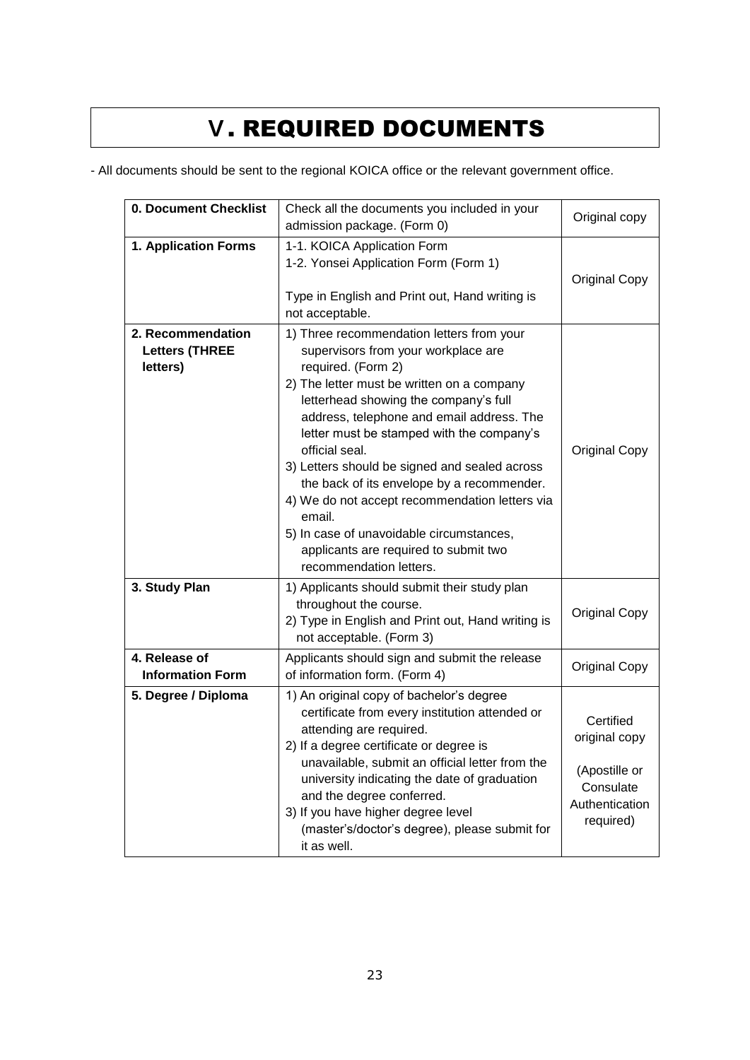# V. REQUIRED DOCUMENTS

- All documents should be sent to the regional KOICA office or the relevant government office.

| **0. Document Checklist** | Check all the documents you included in your admission package. (Form 0) | Original copy |
|---|---|---|
| **1. Application Forms** | 1-1. KOICA Application Form<br>1-2. Yonsei Application Form (Form 1)<br><br>Type in English and Print out, Hand writing is not acceptable. | Original Copy |
| **2. Recommendation Letters (THREE letters)** | 1) Three recommendation letters from your supervisors from your workplace are required. (Form 2)<br>2) The letter must be written on a company letterhead showing the company's full address, telephone and email address. The letter must be stamped with the company's official seal.<br>3) Letters should be signed and sealed across the back of its envelope by a recommender.<br>4) We do not accept recommendation letters via email.<br>5) In case of unavoidable circumstances, applicants are required to submit two recommendation letters. | Original Copy |
| **3. Study Plan** | 1) Applicants should submit their study plan throughout the course.<br>2) Type in English and Print out, Hand writing is not acceptable. (Form 3) | Original Copy |
| **4. Release of Information Form** | Applicants should sign and submit the release of information form. (Form 4) | Original Copy |
| **5. Degree / Diploma** | 1) An original copy of bachelor's degree certificate from every institution attended or attending are required.<br>2) If a degree certificate or degree is unavailable, submit an official letter from the university indicating the date of graduation and the degree conferred.<br>3) If you have higher degree level (master's/doctor's degree), please submit for it as well. | Certified original copy<br><br>(Apostille or Consulate Authentication required) |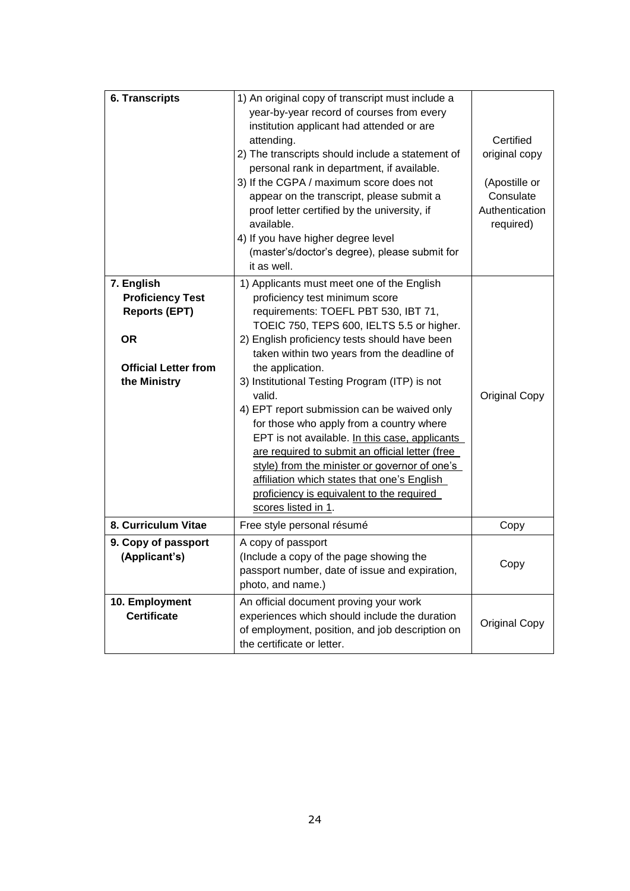| 6. Transcripts | 1) An original copy of transcript must include a year-by-year record of courses from every institution applicant had attended or are attending.<br>2) The transcripts should include a statement of personal rank in department, if available.<br>3) If the CGPA / maximum score does not appear on the transcript, please submit a proof letter certified by the university, if available.<br>4) If you have higher degree level (master's/doctor's degree), please submit for it as well. | Certified original copy<br><br>(Apostille or Consulate Authentication required) |
|---|---|---|
| **7. English Proficiency Test Reports (EPT)**<br><br>**OR**<br><br>**Official Letter from the Ministry** | 1) Applicants must meet one of the English proficiency test minimum score requirements: TOEFL PBT 530, IBT 71, TOEIC 750, TEPS 600, IELTS 5.5 or higher.<br>2) English proficiency tests should have been taken within two years from the deadline of the application.<br>3) Institutional Testing Program (ITP) is not valid.<br>4) EPT report submission can be waived only for those who apply from a country where EPT is not available. <u>In this case, applicants are required to submit an official letter (free style) from the minister or governor of one's affiliation which states that one's English proficiency is equivalent to the required scores listed in 1</u>. | Original Copy |
| **8. Curriculum Vitae** | Free style personal résumé | Copy |
| **9. Copy of passport (Applicant's)** | A copy of passport<br>(Include a copy of the page showing the passport number, date of issue and expiration, photo, and name.) | Copy |
| **10. Employment Certificate** | An official document proving your work experiences which should include the duration of employment, position, and job description on the certificate or letter. | Original Copy |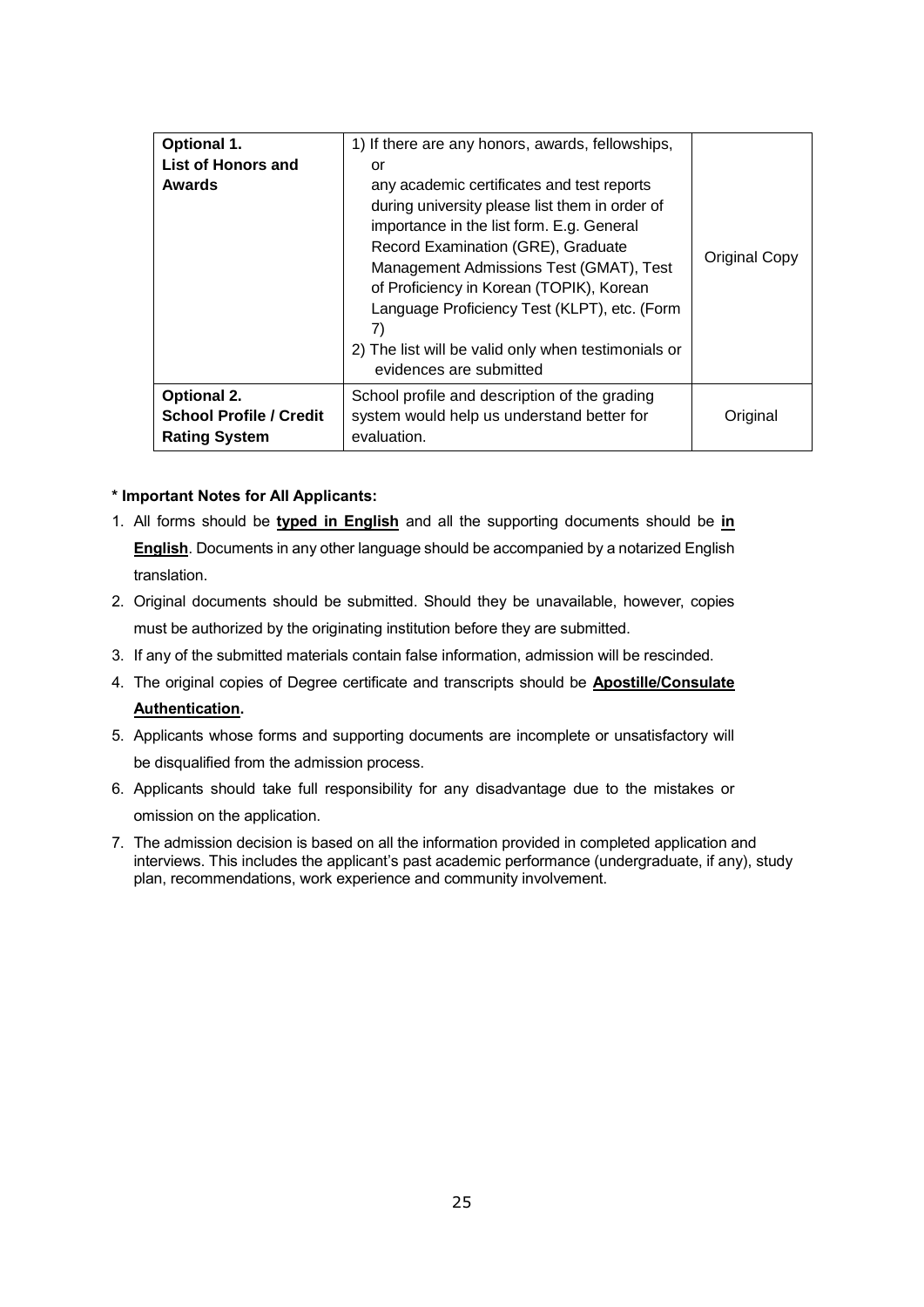| **Optional 1. List of Honors and Awards** | 1) If there are any honors, awards, fellowships, or any academic certificates and test reports during university please list them in order of importance in the list form. E.g. General Record Examination (GRE), Graduate Management Admissions Test (GMAT), Test of Proficiency in Korean (TOPIK), Korean Language Proficiency Test (KLPT), etc. (Form 7)<br>2) The list will be valid only when testimonials or evidences are submitted | Original Copy |
|---|---|---|
| **Optional 2. School Profile / Credit Rating System** | School profile and description of the grading system would help us understand better for evaluation. | Original |

**\* Important Notes for All Applicants:**

1. All forms should be **typed in English** and all the supporting documents should be **in English**. Documents in any other language should be accompanied by a notarized English translation.
2. Original documents should be submitted. Should they be unavailable, however, copies must be authorized by the originating institution before they are submitted.
3. If any of the submitted materials contain false information, admission will be rescinded.
4. The original copies of Degree certificate and transcripts should be **Apostille/Consulate Authentication.**
5. Applicants whose forms and supporting documents are incomplete or unsatisfactory will be disqualified from the admission process.
6. Applicants should take full responsibility for any disadvantage due to the mistakes or omission on the application.
7. The admission decision is based on all the information provided in completed application and interviews. This includes the applicant's past academic performance (undergraduate, if any), study plan, recommendations, work experience and community involvement.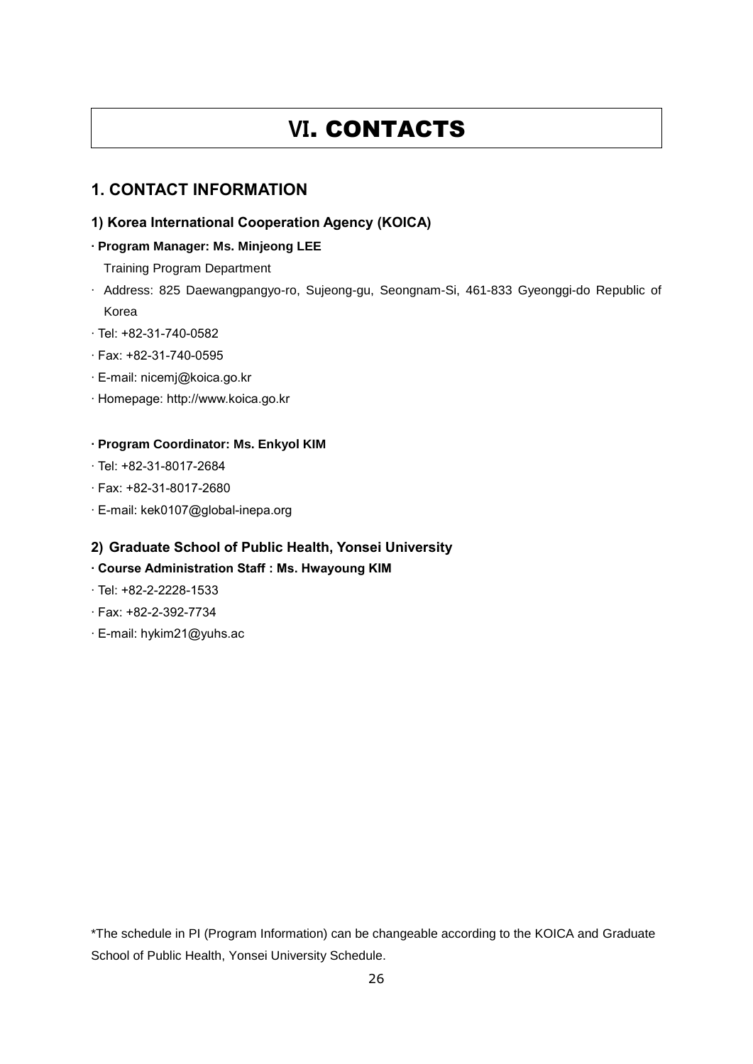# VI. CONTACTS

## 1. CONTACT INFORMATION

### 1) Korea International Cooperation Agency (KOICA)

**· Program Manager: Ms. Minjeong LEE**

Training Program Department

- Address: 825 Daewangpangyo-ro, Sujeong-gu, Seongnam-Si, 461-833 Gyeonggi-do Republic of Korea
- Tel: +82-31-740-0582
- Fax: +82-31-740-0595
- E-mail: nicemj@koica.go.kr
- Homepage: http://www.koica.go.kr

**· Program Coordinator: Ms. Enkyol KIM**

- Tel: +82-31-8017-2684
- Fax: +82-31-8017-2680
- E-mail: kek0107@global-inepa.org

### 2) Graduate School of Public Health, Yonsei University

**· Course Administration Staff : Ms. Hwayoung KIM**

- Tel: +82-2-2228-1533
- Fax: +82-2-392-7734
- E-mail: hykim21@yuhs.ac

*The schedule in PI (Program Information) can be changeable according to the KOICA and Graduate School of Public Health, Yonsei University Schedule.